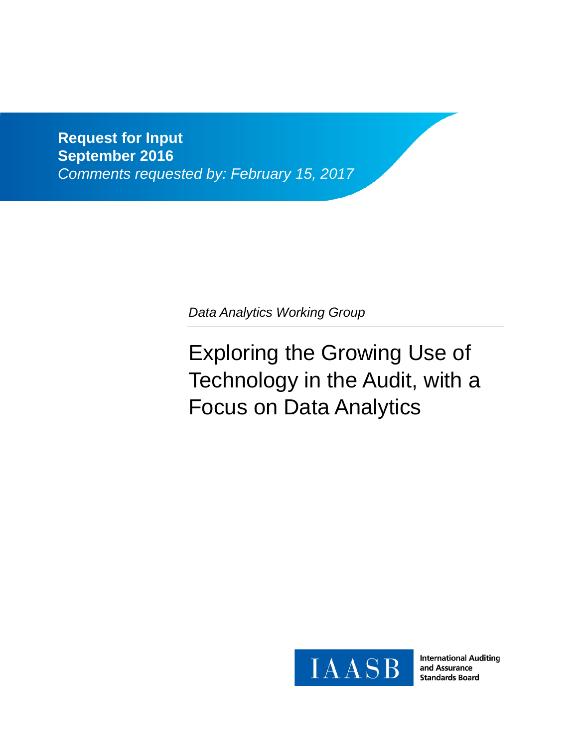**Request for Input**
**September 2016**
*Comments requested by: February 15, 2017*

*Data Analytics Working Group*

# Exploring the Growing Use of Technology in the Audit, with a Focus on Data Analytics

IAASB

International Auditing and Assurance Standards Board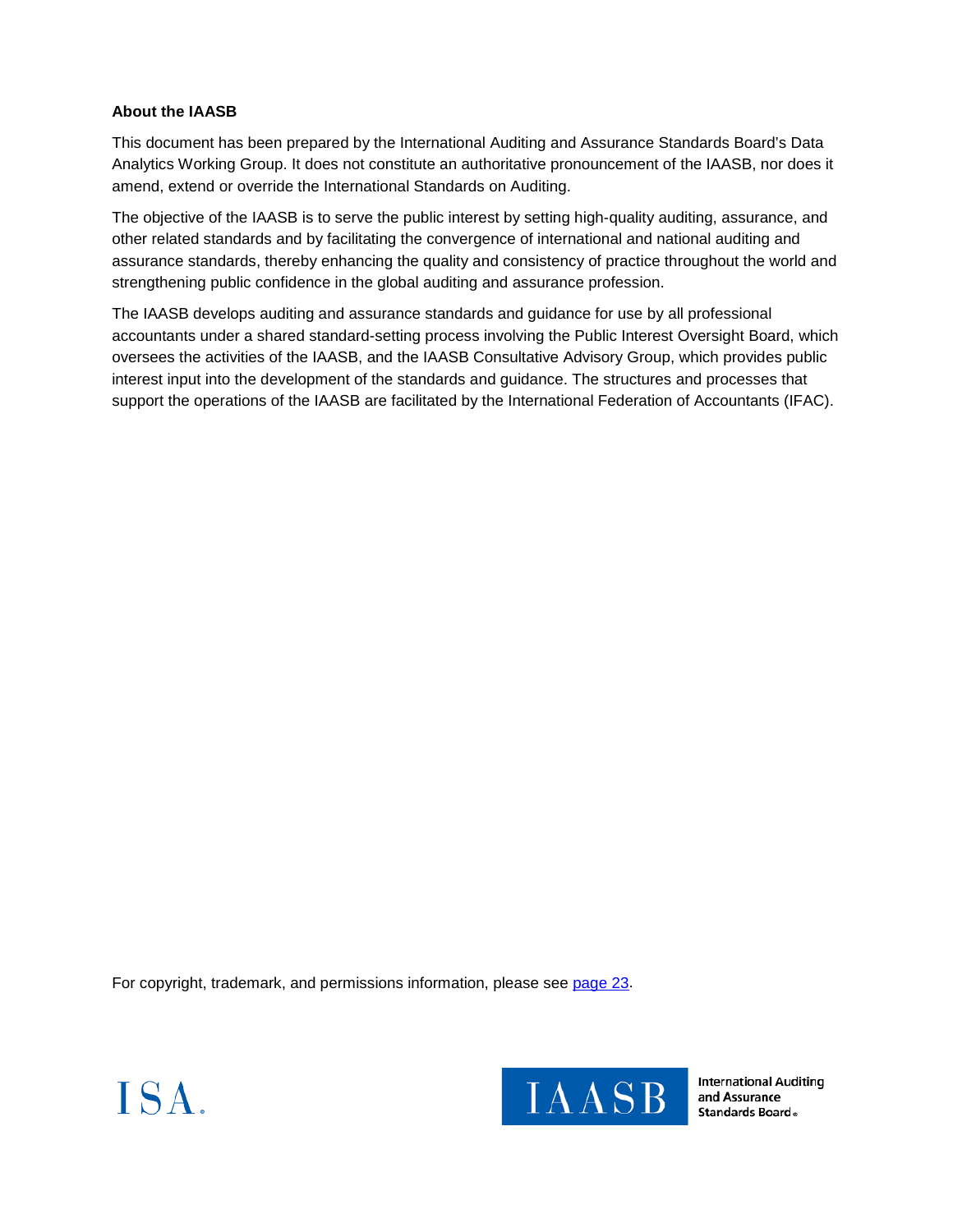**About the IAASB**

This document has been prepared by the International Auditing and Assurance Standards Board's Data Analytics Working Group. It does not constitute an authoritative pronouncement of the IAASB, nor does it amend, extend or override the International Standards on Auditing.

The objective of the IAASB is to serve the public interest by setting high-quality auditing, assurance, and other related standards and by facilitating the convergence of international and national auditing and assurance standards, thereby enhancing the quality and consistency of practice throughout the world and strengthening public confidence in the global auditing and assurance profession.

The IAASB develops auditing and assurance standards and guidance for use by all professional accountants under a shared standard-setting process involving the Public Interest Oversight Board, which oversees the activities of the IAASB, and the IAASB Consultative Advisory Group, which provides public interest input into the development of the standards and guidance. The structures and processes that support the operations of the IAASB are facilitated by the International Federation of Accountants (IFAC).

For copyright, trademark, and permissions information, please see page 23.

ISA.

IAASB International Auditing and Assurance Standards Board®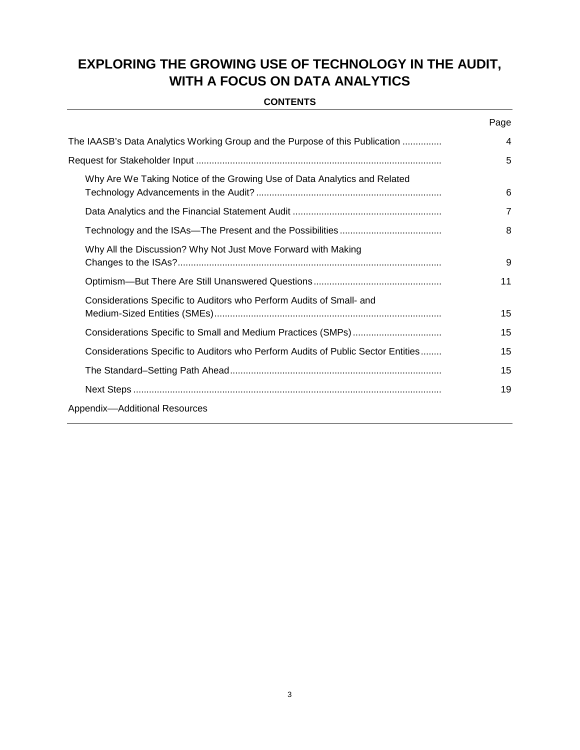# EXPLORING THE GROWING USE OF TECHNOLOGY IN THE AUDIT, WITH A FOCUS ON DATA ANALYTICS

**CONTENTS**

| | Page |
|---|---|
| The IAASB's Data Analytics Working Group and the Purpose of this Publication | 4 |
| Request for Stakeholder Input | 5 |
| Why Are We Taking Notice of the Growing Use of Data Analytics and Related Technology Advancements in the Audit? | 6 |
| Data Analytics and the Financial Statement Audit | 7 |
| Technology and the ISAs—The Present and the Possibilities | 8 |
| Why All the Discussion? Why Not Just Move Forward with Making Changes to the ISAs? | 9 |
| Optimism—But There Are Still Unanswered Questions | 11 |
| Considerations Specific to Auditors who Perform Audits of Small- and Medium-Sized Entities (SMEs) | 15 |
| Considerations Specific to Small and Medium Practices (SMPs) | 15 |
| Considerations Specific to Auditors who Perform Audits of Public Sector Entities | 15 |
| The Standard–Setting Path Ahead | 15 |
| Next Steps | 19 |
| Appendix—Additional Resources | |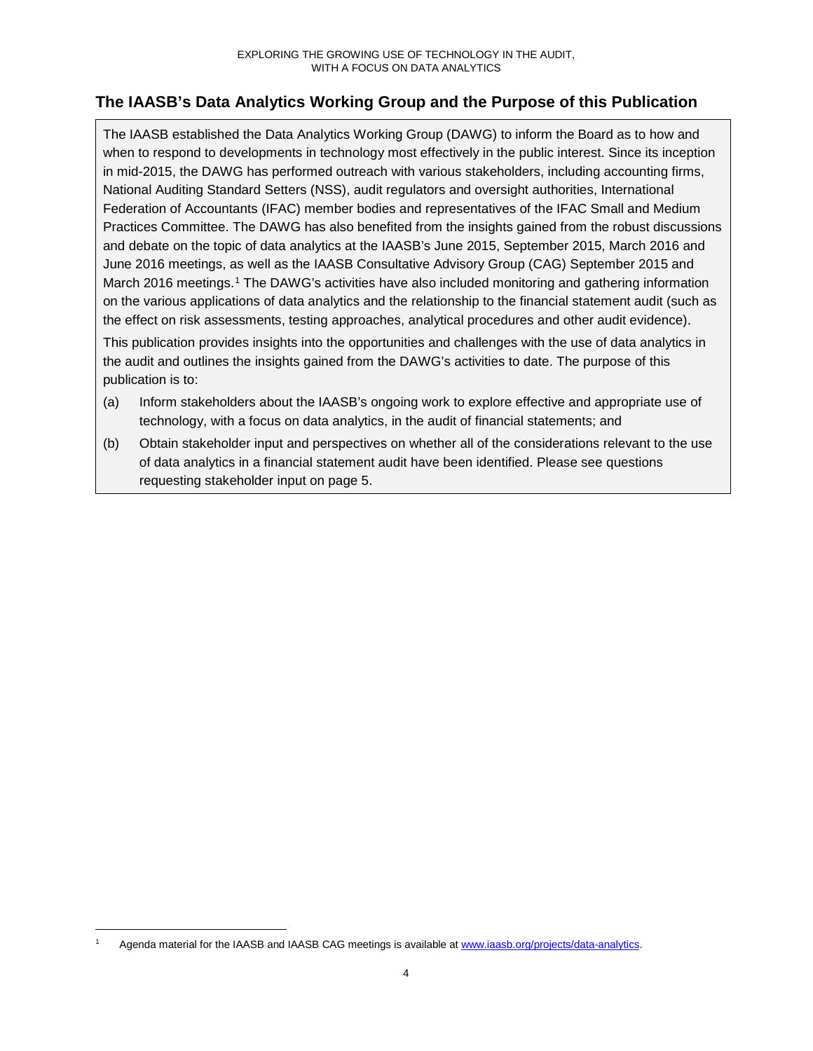## The IAASB's Data Analytics Working Group and the Purpose of this Publication

The IAASB established the Data Analytics Working Group (DAWG) to inform the Board as to how and when to respond to developments in technology most effectively in the public interest. Since its inception in mid-2015, the DAWG has performed outreach with various stakeholders, including accounting firms, National Auditing Standard Setters (NSS), audit regulators and oversight authorities, International Federation of Accountants (IFAC) member bodies and representatives of the IFAC Small and Medium Practices Committee. The DAWG has also benefited from the insights gained from the robust discussions and debate on the topic of data analytics at the IAASB's June 2015, September 2015, March 2016 and June 2016 meetings, as well as the IAASB Consultative Advisory Group (CAG) September 2015 and March 2016 meetings.[1] The DAWG's activities have also included monitoring and gathering information on the various applications of data analytics and the relationship to the financial statement audit (such as the effect on risk assessments, testing approaches, analytical procedures and other audit evidence).

This publication provides insights into the opportunities and challenges with the use of data analytics in the audit and outlines the insights gained from the DAWG's activities to date. The purpose of this publication is to:

(a) Inform stakeholders about the IAASB's ongoing work to explore effective and appropriate use of technology, with a focus on data analytics, in the audit of financial statements; and

(b) Obtain stakeholder input and perspectives on whether all of the considerations relevant to the use of data analytics in a financial statement audit have been identified. Please see questions requesting stakeholder input on page 5.

---

[1] Agenda material for the IAASB and IAASB CAG meetings is available at www.iaasb.org/projects/data-analytics.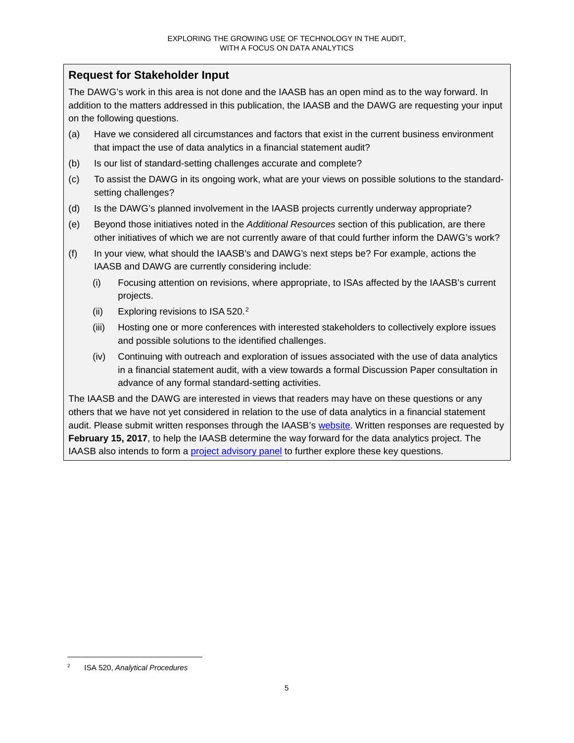## Request for Stakeholder Input

The DAWG's work in this area is not done and the IAASB has an open mind as to the way forward. In addition to the matters addressed in this publication, the IAASB and the DAWG are requesting your input on the following questions.

(a) Have we considered all circumstances and factors that exist in the current business environment that impact the use of data analytics in a financial statement audit?

(b) Is our list of standard-setting challenges accurate and complete?

(c) To assist the DAWG in its ongoing work, what are your views on possible solutions to the standard-setting challenges?

(d) Is the DAWG's planned involvement in the IAASB projects currently underway appropriate?

(e) Beyond those initiatives noted in the *Additional Resources* section of this publication, are there other initiatives of which we are not currently aware of that could further inform the DAWG's work?

(f) In your view, what should the IAASB's and DAWG's next steps be? For example, actions the IAASB and DAWG are currently considering include:

   (i) Focusing attention on revisions, where appropriate, to ISAs affected by the IAASB's current projects.

   (ii) Exploring revisions to ISA 520.[2]

   (iii) Hosting one or more conferences with interested stakeholders to collectively explore issues and possible solutions to the identified challenges.

   (iv) Continuing with outreach and exploration of issues associated with the use of data analytics in a financial statement audit, with a view towards a formal Discussion Paper consultation in advance of any formal standard-setting activities.

The IAASB and the DAWG are interested in views that readers may have on these questions or any others that we have not yet considered in relation to the use of data analytics in a financial statement audit. Please submit written responses through the IAASB's [website](). Written responses are requested by **February 15, 2017**, to help the IAASB determine the way forward for the data analytics project. The IAASB also intends to form a [project advisory panel]() to further explore these key questions.

---

[2] ISA 520, *Analytical Procedures*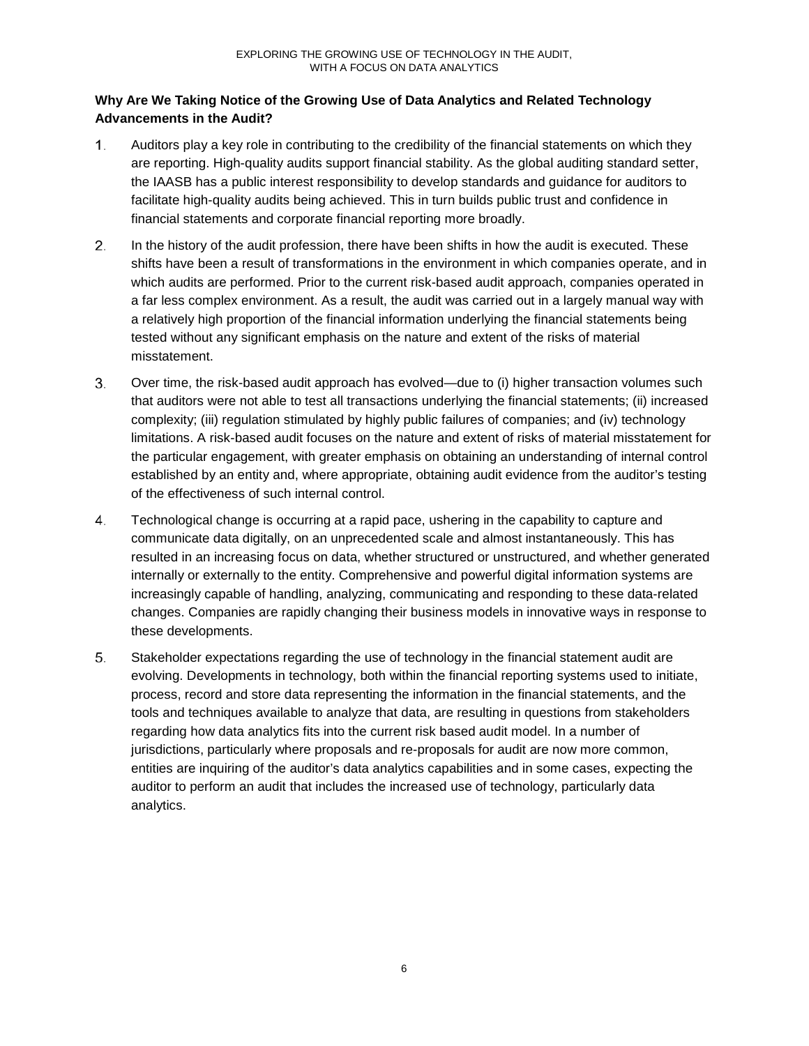**Why Are We Taking Notice of the Growing Use of Data Analytics and Related Technology Advancements in the Audit?**

1. Auditors play a key role in contributing to the credibility of the financial statements on which they are reporting. High-quality audits support financial stability. As the global auditing standard setter, the IAASB has a public interest responsibility to develop standards and guidance for auditors to facilitate high-quality audits being achieved. This in turn builds public trust and confidence in financial statements and corporate financial reporting more broadly.

2. In the history of the audit profession, there have been shifts in how the audit is executed. These shifts have been a result of transformations in the environment in which companies operate, and in which audits are performed. Prior to the current risk-based audit approach, companies operated in a far less complex environment. As a result, the audit was carried out in a largely manual way with a relatively high proportion of the financial information underlying the financial statements being tested without any significant emphasis on the nature and extent of the risks of material misstatement.

3. Over time, the risk-based audit approach has evolved—due to (i) higher transaction volumes such that auditors were not able to test all transactions underlying the financial statements; (ii) increased complexity; (iii) regulation stimulated by highly public failures of companies; and (iv) technology limitations. A risk-based audit focuses on the nature and extent of risks of material misstatement for the particular engagement, with greater emphasis on obtaining an understanding of internal control established by an entity and, where appropriate, obtaining audit evidence from the auditor's testing of the effectiveness of such internal control.

4. Technological change is occurring at a rapid pace, ushering in the capability to capture and communicate data digitally, on an unprecedented scale and almost instantaneously. This has resulted in an increasing focus on data, whether structured or unstructured, and whether generated internally or externally to the entity. Comprehensive and powerful digital information systems are increasingly capable of handling, analyzing, communicating and responding to these data-related changes. Companies are rapidly changing their business models in innovative ways in response to these developments.

5. Stakeholder expectations regarding the use of technology in the financial statement audit are evolving. Developments in technology, both within the financial reporting systems used to initiate, process, record and store data representing the information in the financial statements, and the tools and techniques available to analyze that data, are resulting in questions from stakeholders regarding how data analytics fits into the current risk based audit model. In a number of jurisdictions, particularly where proposals and re-proposals for audit are now more common, entities are inquiring of the auditor's data analytics capabilities and in some cases, expecting the auditor to perform an audit that includes the increased use of technology, particularly data analytics.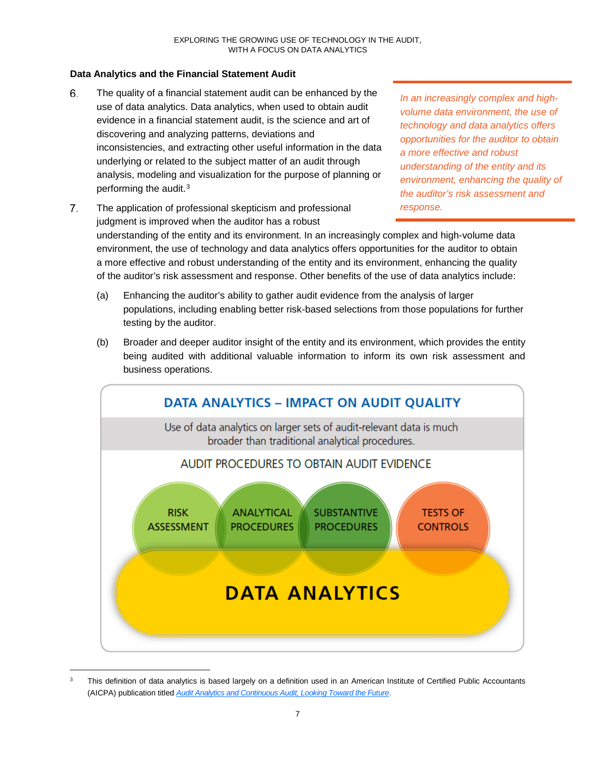## Data Analytics and the Financial Statement Audit

6. The quality of a financial statement audit can be enhanced by the use of data analytics. Data analytics, when used to obtain audit evidence in a financial statement audit, is the science and art of discovering and analyzing patterns, deviations and inconsistencies, and extracting other useful information in the data underlying or related to the subject matter of an audit through analysis, modeling and visualization for the purpose of planning or performing the audit.[3]

*In an increasingly complex and high-volume data environment, the use of technology and data analytics offers opportunities for the auditor to obtain a more effective and robust understanding of the entity and its environment, enhancing the quality of the auditor's risk assessment and response.*

7. The application of professional skepticism and professional judgment is improved when the auditor has a robust understanding of the entity and its environment. In an increasingly complex and high-volume data environment, the use of technology and data analytics offers opportunities for the auditor to obtain a more effective and robust understanding of the entity and its environment, enhancing the quality of the auditor's risk assessment and response. Other benefits of the use of data analytics include:

   (a) Enhancing the auditor's ability to gather audit evidence from the analysis of larger populations, including enabling better risk-based selections from those populations for further testing by the auditor.

   (b) Broader and deeper auditor insight of the entity and its environment, which provides the entity being audited with additional valuable information to inform its own risk assessment and business operations.

**DATA ANALYTICS – IMPACT ON AUDIT QUALITY**

Use of data analytics on larger sets of audit-relevant data is much broader than traditional analytical procedures.

AUDIT PROCEDURES TO OBTAIN AUDIT EVIDENCE

RISK ASSESSMENT | ANALYTICAL PROCEDURES | SUBSTANTIVE PROCEDURES | TESTS OF CONTROLS

**DATA ANALYTICS**

---

[3] This definition of data analytics is based largely on a definition used in an American Institute of Certified Public Accountants (AICPA) publication titled *Audit Analytics and Continuous Audit, Looking Toward the Future*.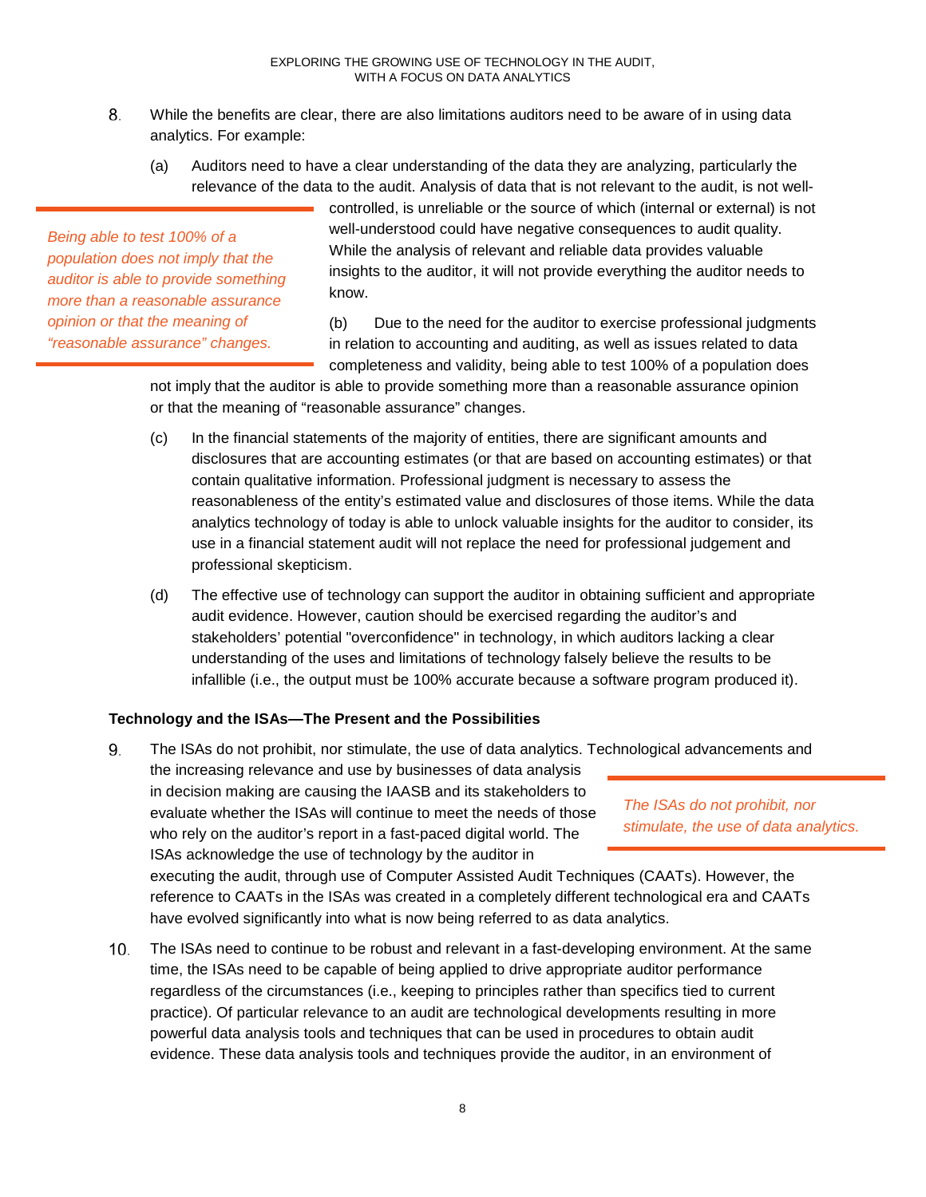8. While the benefits are clear, there are also limitations auditors need to be aware of in using data analytics. For example:

   (a) Auditors need to have a clear understanding of the data they are analyzing, particularly the relevance of the data to the audit. Analysis of data that is not relevant to the audit, is not well-controlled, is unreliable or the source of which (internal or external) is not well-understood could have negative consequences to audit quality. While the analysis of relevant and reliable data provides valuable insights to the auditor, it will not provide everything the auditor needs to know.

   *Being able to test 100% of a population does not imply that the auditor is able to provide something more than a reasonable assurance opinion or that the meaning of "reasonable assurance" changes.*

   (b) Due to the need for the auditor to exercise professional judgments in relation to accounting and auditing, as well as issues related to data completeness and validity, being able to test 100% of a population does not imply that the auditor is able to provide something more than a reasonable assurance opinion or that the meaning of "reasonable assurance" changes.

   (c) In the financial statements of the majority of entities, there are significant amounts and disclosures that are accounting estimates (or that are based on accounting estimates) or that contain qualitative information. Professional judgment is necessary to assess the reasonableness of the entity's estimated value and disclosures of those items. While the data analytics technology of today is able to unlock valuable insights for the auditor to consider, its use in a financial statement audit will not replace the need for professional judgement and professional skepticism.

   (d) The effective use of technology can support the auditor in obtaining sufficient and appropriate audit evidence. However, caution should be exercised regarding the auditor's and stakeholders' potential "overconfidence" in technology, in which auditors lacking a clear understanding of the uses and limitations of technology falsely believe the results to be infallible (i.e., the output must be 100% accurate because a software program produced it).

**Technology and the ISAs—The Present and the Possibilities**

9. The ISAs do not prohibit, nor stimulate, the use of data analytics. Technological advancements and the increasing relevance and use by businesses of data analysis in decision making are causing the IAASB and its stakeholders to evaluate whether the ISAs will continue to meet the needs of those who rely on the auditor's report in a fast-paced digital world. The ISAs acknowledge the use of technology by the auditor in executing the audit, through use of Computer Assisted Audit Techniques (CAATs). However, the reference to CAATs in the ISAs was created in a completely different technological era and CAATs have evolved significantly into what is now being referred to as data analytics.

   *The ISAs do not prohibit, nor stimulate, the use of data analytics.*

10. The ISAs need to continue to be robust and relevant in a fast-developing environment. At the same time, the ISAs need to be capable of being applied to drive appropriate auditor performance regardless of the circumstances (i.e., keeping to principles rather than specifics tied to current practice). Of particular relevance to an audit are technological developments resulting in more powerful data analysis tools and techniques that can be used in procedures to obtain audit evidence. These data analysis tools and techniques provide the auditor, in an environment of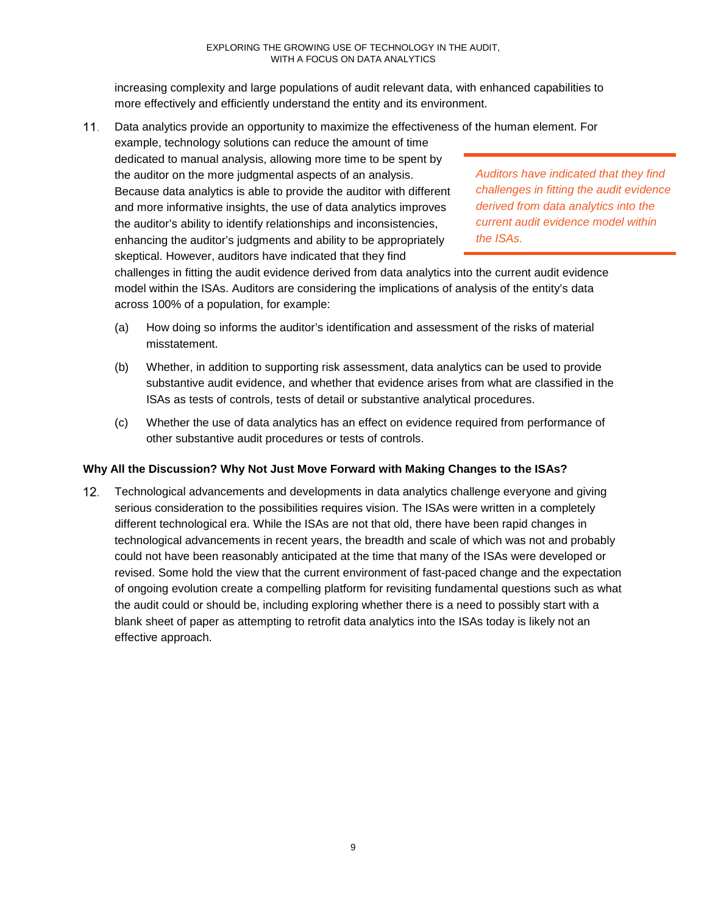increasing complexity and large populations of audit relevant data, with enhanced capabilities to more effectively and efficiently understand the entity and its environment.

11. Data analytics provide an opportunity to maximize the effectiveness of the human element. For example, technology solutions can reduce the amount of time dedicated to manual analysis, allowing more time to be spent by the auditor on the more judgmental aspects of an analysis. Because data analytics is able to provide the auditor with different and more informative insights, the use of data analytics improves the auditor's ability to identify relationships and inconsistencies, enhancing the auditor's judgments and ability to be appropriately skeptical. However, auditors have indicated that they find challenges in fitting the audit evidence derived from data analytics into the current audit evidence model within the ISAs. Auditors are considering the implications of analysis of the entity's data across 100% of a population, for example:

    *Auditors have indicated that they find challenges in fitting the audit evidence derived from data analytics into the current audit evidence model within the ISAs.*

    (a) How doing so informs the auditor's identification and assessment of the risks of material misstatement.

    (b) Whether, in addition to supporting risk assessment, data analytics can be used to provide substantive audit evidence, and whether that evidence arises from what are classified in the ISAs as tests of controls, tests of detail or substantive analytical procedures.

    (c) Whether the use of data analytics has an effect on evidence required from performance of other substantive audit procedures or tests of controls.

### Why All the Discussion? Why Not Just Move Forward with Making Changes to the ISAs?

12. Technological advancements and developments in data analytics challenge everyone and giving serious consideration to the possibilities requires vision. The ISAs were written in a completely different technological era. While the ISAs are not that old, there have been rapid changes in technological advancements in recent years, the breadth and scale of which was not and probably could not have been reasonably anticipated at the time that many of the ISAs were developed or revised. Some hold the view that the current environment of fast-paced change and the expectation of ongoing evolution create a compelling platform for revisiting fundamental questions such as what the audit could or should be, including exploring whether there is a need to possibly start with a blank sheet of paper as attempting to retrofit data analytics into the ISAs today is likely not an effective approach.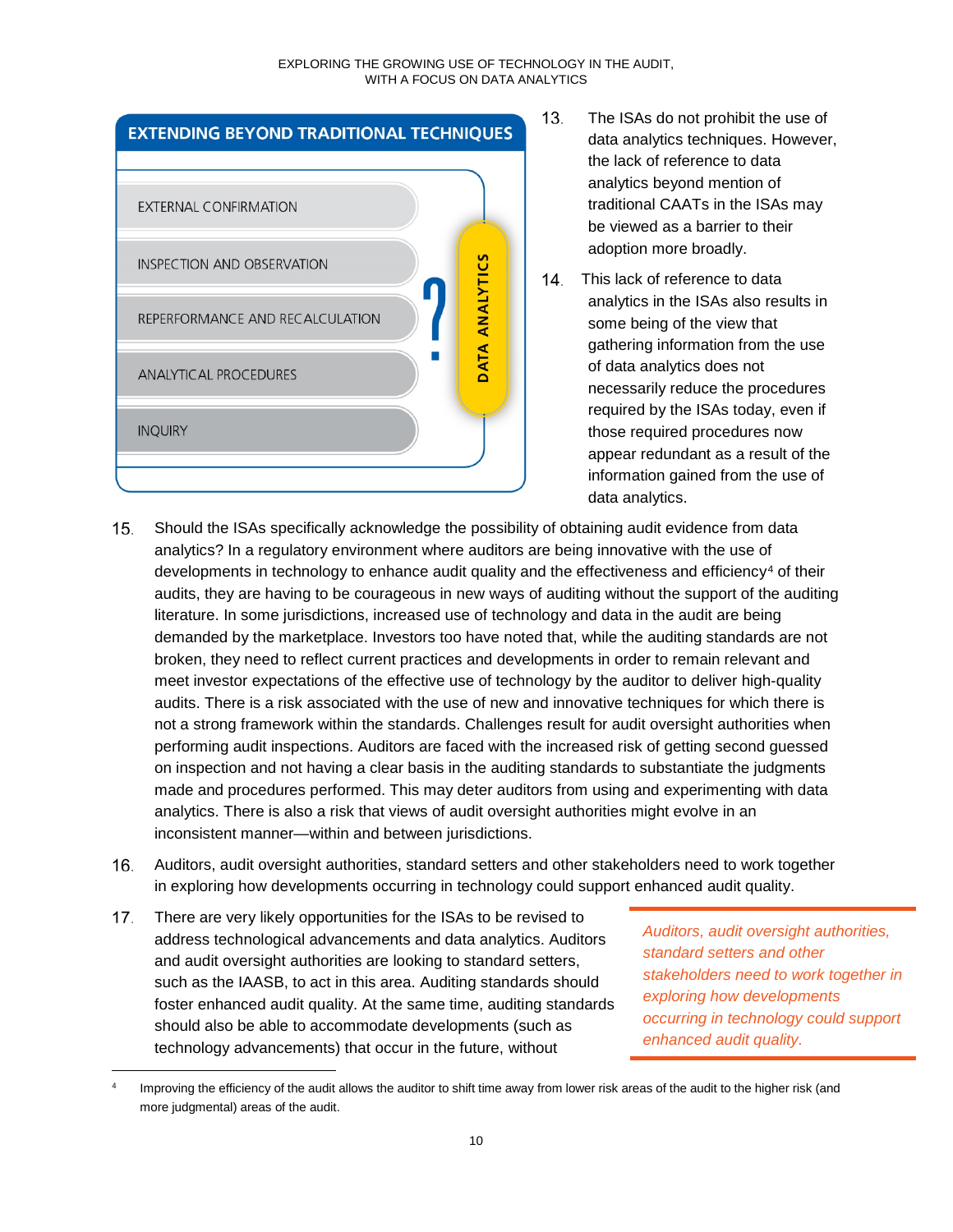**EXTENDING BEYOND TRADITIONAL TECHNIQUES**

- EXTERNAL CONFIRMATION
- INSPECTION AND OBSERVATION
- REPERFORMANCE AND RECALCULATION
- ANALYTICAL PROCEDURES
- INQUIRY

? DATA ANALYTICS

13. The ISAs do not prohibit the use of data analytics techniques. However, the lack of reference to data analytics beyond mention of traditional CAATs in the ISAs may be viewed as a barrier to their adoption more broadly.

14. This lack of reference to data analytics in the ISAs also results in some being of the view that gathering information from the use of data analytics does not necessarily reduce the procedures required by the ISAs today, even if those required procedures now appear redundant as a result of the information gained from the use of data analytics.

15. Should the ISAs specifically acknowledge the possibility of obtaining audit evidence from data analytics? In a regulatory environment where auditors are being innovative with the use of developments in technology to enhance audit quality and the effectiveness and efficiency[4] of their audits, they are having to be courageous in new ways of auditing without the support of the auditing literature. In some jurisdictions, increased use of technology and data in the audit are being demanded by the marketplace. Investors too have noted that, while the auditing standards are not broken, they need to reflect current practices and developments in order to remain relevant and meet investor expectations of the effective use of technology by the auditor to deliver high-quality audits. There is a risk associated with the use of new and innovative techniques for which there is not a strong framework within the standards. Challenges result for audit oversight authorities when performing audit inspections. Auditors are faced with the increased risk of getting second guessed on inspection and not having a clear basis in the auditing standards to substantiate the judgments made and procedures performed. This may deter auditors from using and experimenting with data analytics. There is also a risk that views of audit oversight authorities might evolve in an inconsistent manner—within and between jurisdictions.

16. Auditors, audit oversight authorities, standard setters and other stakeholders need to work together in exploring how developments occurring in technology could support enhanced audit quality.

17. There are very likely opportunities for the ISAs to be revised to address technological advancements and data analytics. Auditors and audit oversight authorities are looking to standard setters, such as the IAASB, to act in this area. Auditing standards should foster enhanced audit quality. At the same time, auditing standards should also be able to accommodate developments (such as technology advancements) that occur in the future, without

*Auditors, audit oversight authorities, standard setters and other stakeholders need to work together in exploring how developments occurring in technology could support enhanced audit quality.*

---

[4] Improving the efficiency of the audit allows the auditor to shift time away from lower risk areas of the audit to the higher risk (and more judgmental) areas of the audit.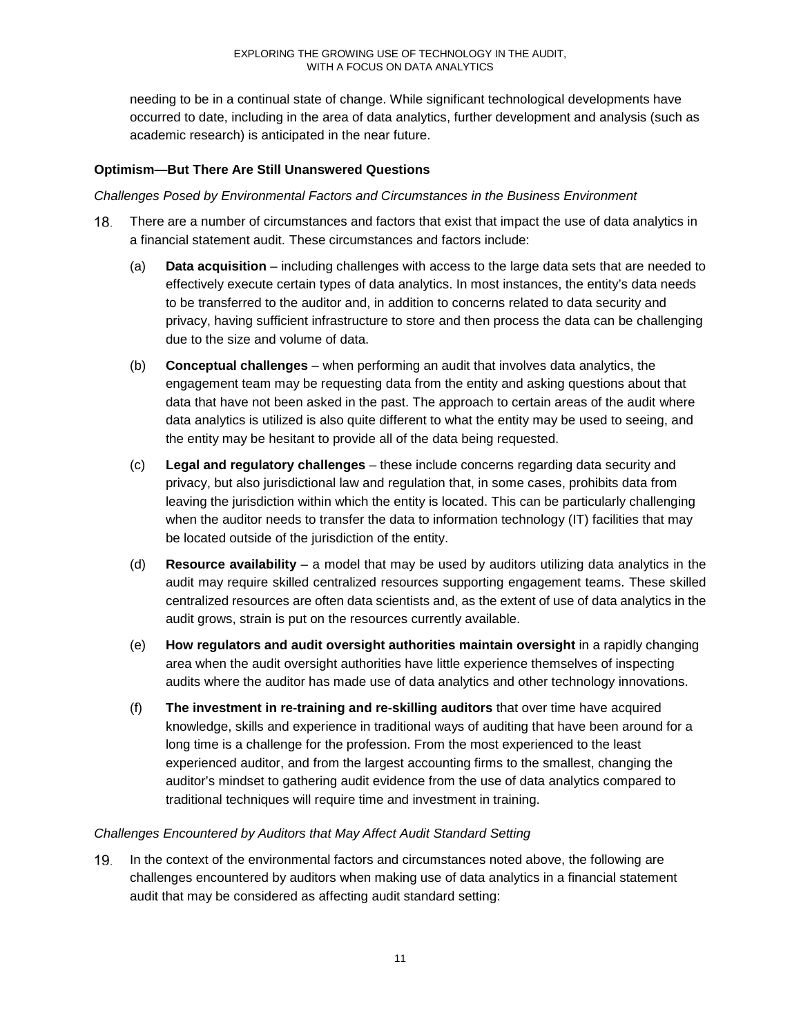needing to be in a continual state of change. While significant technological developments have occurred to date, including in the area of data analytics, further development and analysis (such as academic research) is anticipated in the near future.

**Optimism—But There Are Still Unanswered Questions**

*Challenges Posed by Environmental Factors and Circumstances in the Business Environment*

18. There are a number of circumstances and factors that exist that impact the use of data analytics in a financial statement audit. These circumstances and factors include:

    (a) **Data acquisition** – including challenges with access to the large data sets that are needed to effectively execute certain types of data analytics. In most instances, the entity's data needs to be transferred to the auditor and, in addition to concerns related to data security and privacy, having sufficient infrastructure to store and then process the data can be challenging due to the size and volume of data.

    (b) **Conceptual challenges** – when performing an audit that involves data analytics, the engagement team may be requesting data from the entity and asking questions about that data that have not been asked in the past. The approach to certain areas of the audit where data analytics is utilized is also quite different to what the entity may be used to seeing, and the entity may be hesitant to provide all of the data being requested.

    (c) **Legal and regulatory challenges** – these include concerns regarding data security and privacy, but also jurisdictional law and regulation that, in some cases, prohibits data from leaving the jurisdiction within which the entity is located. This can be particularly challenging when the auditor needs to transfer the data to information technology (IT) facilities that may be located outside of the jurisdiction of the entity.

    (d) **Resource availability** – a model that may be used by auditors utilizing data analytics in the audit may require skilled centralized resources supporting engagement teams. These skilled centralized resources are often data scientists and, as the extent of use of data analytics in the audit grows, strain is put on the resources currently available.

    (e) **How regulators and audit oversight authorities maintain oversight** in a rapidly changing area when the audit oversight authorities have little experience themselves of inspecting audits where the auditor has made use of data analytics and other technology innovations.

    (f) **The investment in re-training and re-skilling auditors** that over time have acquired knowledge, skills and experience in traditional ways of auditing that have been around for a long time is a challenge for the profession. From the most experienced to the least experienced auditor, and from the largest accounting firms to the smallest, changing the auditor's mindset to gathering audit evidence from the use of data analytics compared to traditional techniques will require time and investment in training.

*Challenges Encountered by Auditors that May Affect Audit Standard Setting*

19. In the context of the environmental factors and circumstances noted above, the following are challenges encountered by auditors when making use of data analytics in a financial statement audit that may be considered as affecting audit standard setting: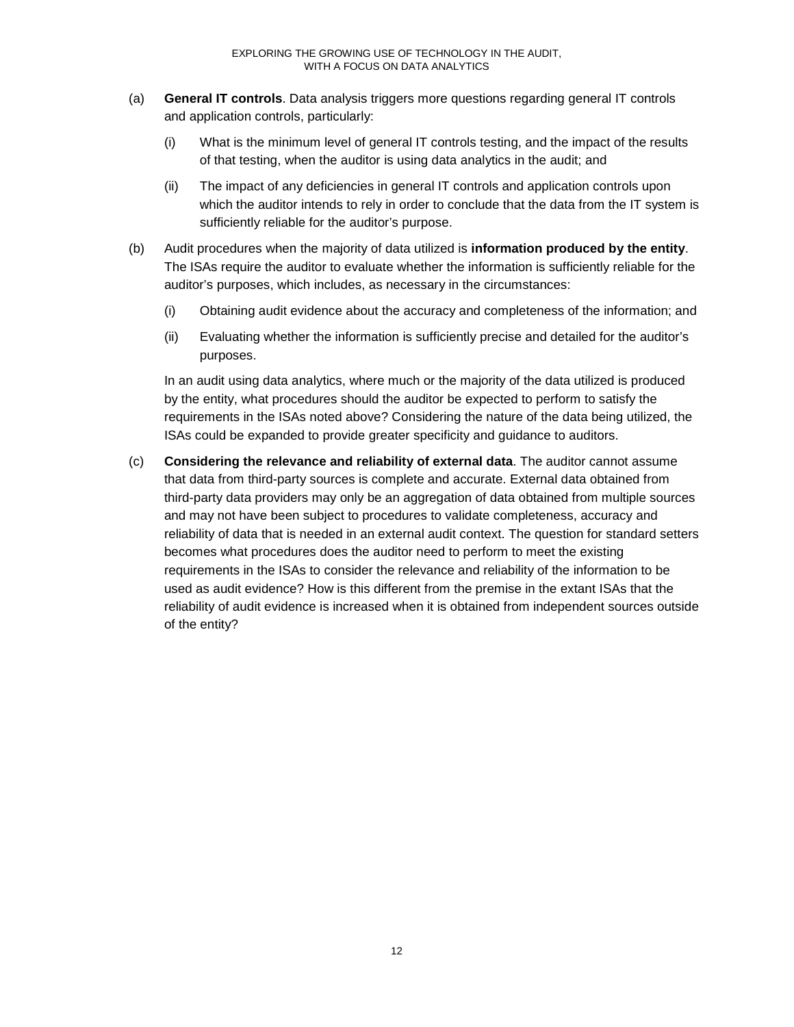(a) **General IT controls**. Data analysis triggers more questions regarding general IT controls and application controls, particularly:

   (i) What is the minimum level of general IT controls testing, and the impact of the results of that testing, when the auditor is using data analytics in the audit; and

   (ii) The impact of any deficiencies in general IT controls and application controls upon which the auditor intends to rely in order to conclude that the data from the IT system is sufficiently reliable for the auditor's purpose.

(b) Audit procedures when the majority of data utilized is **information produced by the entity**. The ISAs require the auditor to evaluate whether the information is sufficiently reliable for the auditor's purposes, which includes, as necessary in the circumstances:

   (i) Obtaining audit evidence about the accuracy and completeness of the information; and

   (ii) Evaluating whether the information is sufficiently precise and detailed for the auditor's purposes.

   In an audit using data analytics, where much or the majority of the data utilized is produced by the entity, what procedures should the auditor be expected to perform to satisfy the requirements in the ISAs noted above? Considering the nature of the data being utilized, the ISAs could be expanded to provide greater specificity and guidance to auditors.

(c) **Considering the relevance and reliability of external data**. The auditor cannot assume that data from third-party sources is complete and accurate. External data obtained from third-party data providers may only be an aggregation of data obtained from multiple sources and may not have been subject to procedures to validate completeness, accuracy and reliability of data that is needed in an external audit context. The question for standard setters becomes what procedures does the auditor need to perform to meet the existing requirements in the ISAs to consider the relevance and reliability of the information to be used as audit evidence? How is this different from the premise in the extant ISAs that the reliability of audit evidence is increased when it is obtained from independent sources outside of the entity?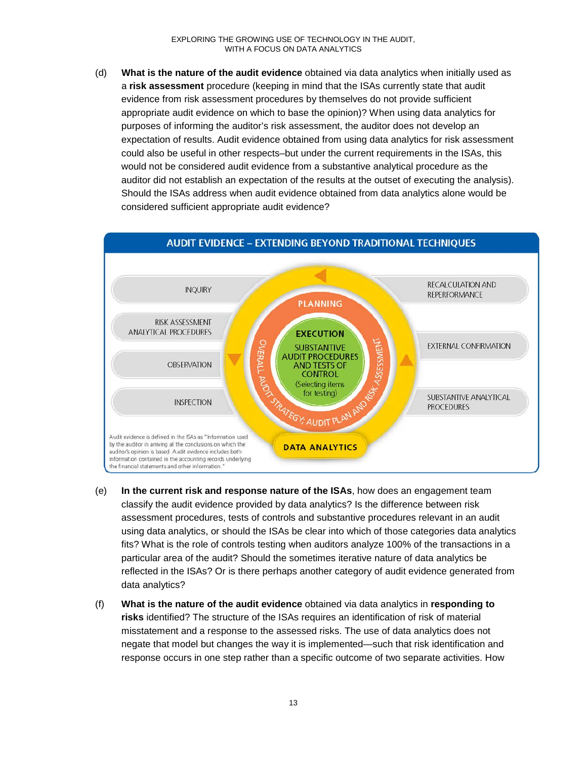(d) **What is the nature of the audit evidence** obtained via data analytics when initially used as a **risk assessment** procedure (keeping in mind that the ISAs currently state that audit evidence from risk assessment procedures by themselves do not provide sufficient appropriate audit evidence on which to base the opinion)? When using data analytics for purposes of informing the auditor's risk assessment, the auditor does not develop an expectation of results. Audit evidence obtained from using data analytics for risk assessment could also be useful in other respects–but under the current requirements in the ISAs, this would not be considered audit evidence from a substantive analytical procedure as the auditor did not establish an expectation of the results at the outset of executing the analysis). Should the ISAs address when audit evidence obtained from data analytics alone would be considered sufficient appropriate audit evidence?

**AUDIT EVIDENCE – EXTENDING BEYOND TRADITIONAL TECHNIQUES**

- INQUIRY
- RISK ASSESSMENT ANALYTICAL PROCEDURES
- OBSERVATION
- INSPECTION
- RECALCULATION AND REPERFORMANCE
- EXTERNAL CONFIRMATION
- SUBSTANTIVE ANALYTICAL PROCEDURES

PLANNING

EXECUTION

SUBSTANTIVE AUDIT PROCEDURES AND TESTS OF CONTROL (Selecting items for testing)

OVERALL AUDIT STRATEGY, AUDIT PLAN AND RISK ASSESSMENT

DATA ANALYTICS

Audit evidence is defined in the ISAs as "Information used by the auditor in arriving at the conclusions on which the auditor's opinion is based. Audit evidence includes both information contained in the accounting records underlying the financial statements and other information."

(e) **In the current risk and response nature of the ISAs**, how does an engagement team classify the audit evidence provided by data analytics? Is the difference between risk assessment procedures, tests of controls and substantive procedures relevant in an audit using data analytics, or should the ISAs be clear into which of those categories data analytics fits? What is the role of controls testing when auditors analyze 100% of the transactions in a particular area of the audit? Should the sometimes iterative nature of data analytics be reflected in the ISAs? Or is there perhaps another category of audit evidence generated from data analytics?

(f) **What is the nature of the audit evidence** obtained via data analytics in **responding to risks** identified? The structure of the ISAs requires an identification of risk of material misstatement and a response to the assessed risks. The use of data analytics does not negate that model but changes the way it is implemented—such that risk identification and response occurs in one step rather than a specific outcome of two separate activities. How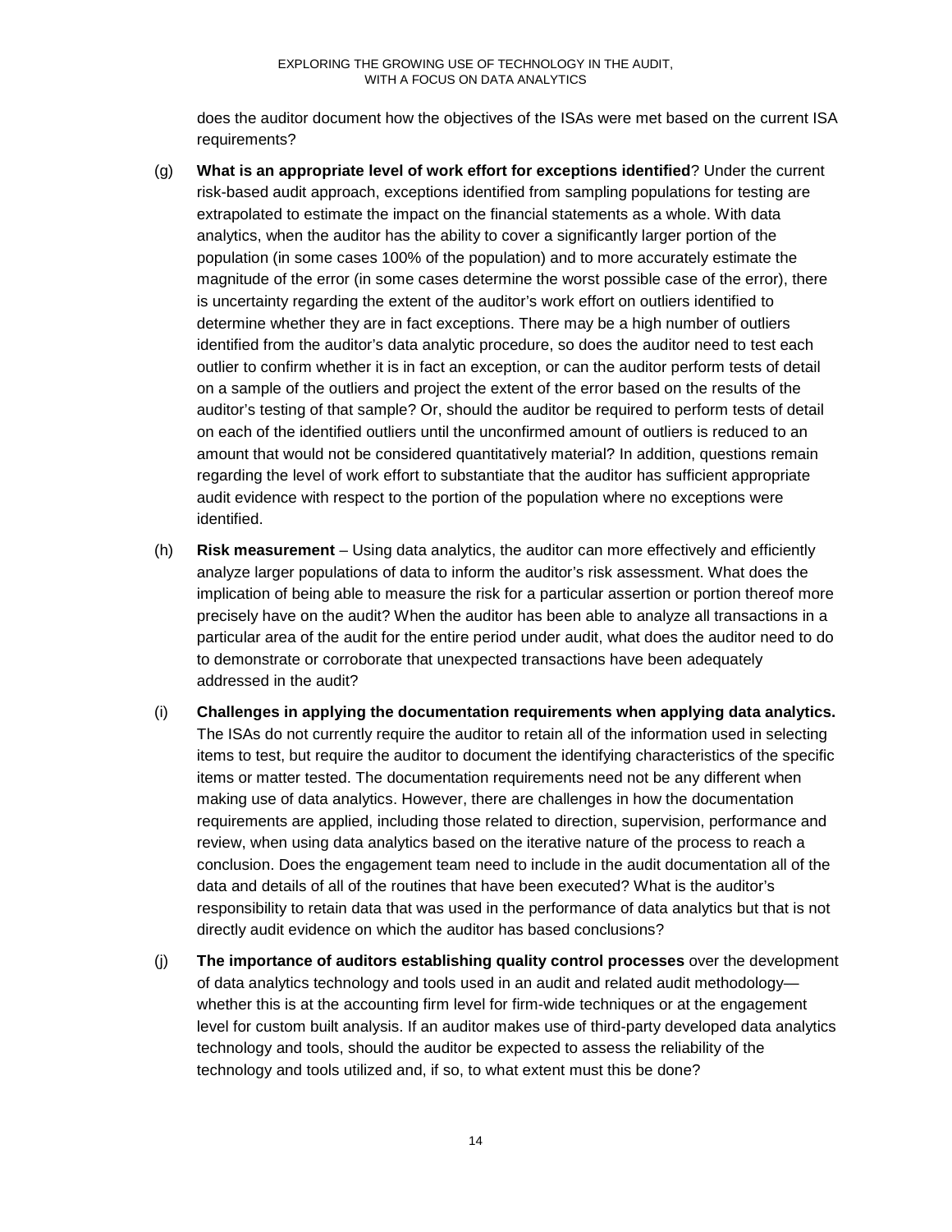does the auditor document how the objectives of the ISAs were met based on the current ISA requirements?

(g) **What is an appropriate level of work effort for exceptions identified**? Under the current risk-based audit approach, exceptions identified from sampling populations for testing are extrapolated to estimate the impact on the financial statements as a whole. With data analytics, when the auditor has the ability to cover a significantly larger portion of the population (in some cases 100% of the population) and to more accurately estimate the magnitude of the error (in some cases determine the worst possible case of the error), there is uncertainty regarding the extent of the auditor's work effort on outliers identified to determine whether they are in fact exceptions. There may be a high number of outliers identified from the auditor's data analytic procedure, so does the auditor need to test each outlier to confirm whether it is in fact an exception, or can the auditor perform tests of detail on a sample of the outliers and project the extent of the error based on the results of the auditor's testing of that sample? Or, should the auditor be required to perform tests of detail on each of the identified outliers until the unconfirmed amount of outliers is reduced to an amount that would not be considered quantitatively material? In addition, questions remain regarding the level of work effort to substantiate that the auditor has sufficient appropriate audit evidence with respect to the portion of the population where no exceptions were identified.

(h) **Risk measurement** – Using data analytics, the auditor can more effectively and efficiently analyze larger populations of data to inform the auditor's risk assessment. What does the implication of being able to measure the risk for a particular assertion or portion thereof more precisely have on the audit? When the auditor has been able to analyze all transactions in a particular area of the audit for the entire period under audit, what does the auditor need to do to demonstrate or corroborate that unexpected transactions have been adequately addressed in the audit?

(i) **Challenges in applying the documentation requirements when applying data analytics.** The ISAs do not currently require the auditor to retain all of the information used in selecting items to test, but require the auditor to document the identifying characteristics of the specific items or matter tested. The documentation requirements need not be any different when making use of data analytics. However, there are challenges in how the documentation requirements are applied, including those related to direction, supervision, performance and review, when using data analytics based on the iterative nature of the process to reach a conclusion. Does the engagement team need to include in the audit documentation all of the data and details of all of the routines that have been executed? What is the auditor's responsibility to retain data that was used in the performance of data analytics but that is not directly audit evidence on which the auditor has based conclusions?

(j) **The importance of auditors establishing quality control processes** over the development of data analytics technology and tools used in an audit and related audit methodology—whether this is at the accounting firm level for firm-wide techniques or at the engagement level for custom built analysis. If an auditor makes use of third-party developed data analytics technology and tools, should the auditor be expected to assess the reliability of the technology and tools utilized and, if so, to what extent must this be done?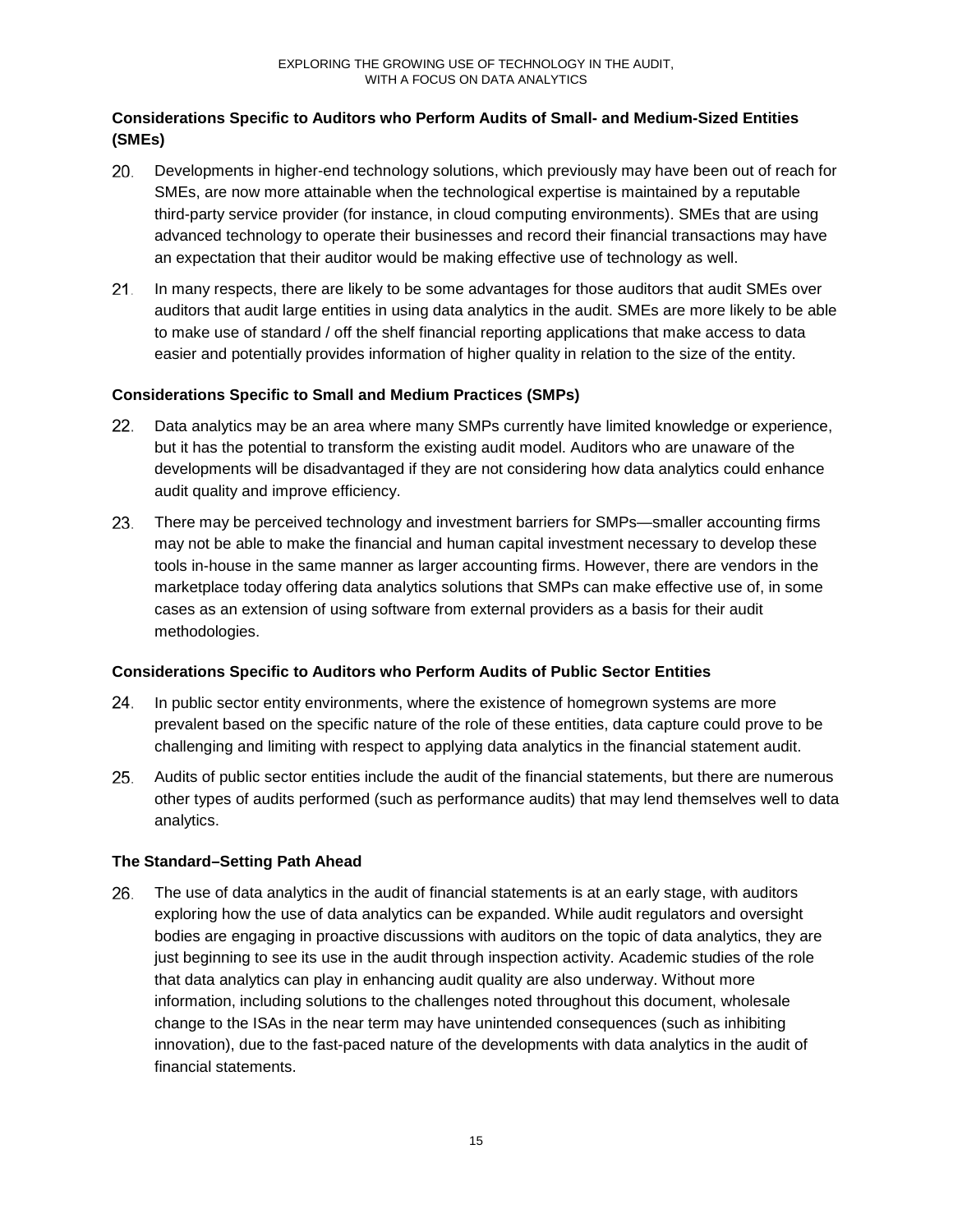### Considerations Specific to Auditors who Perform Audits of Small- and Medium-Sized Entities (SMEs)

20. Developments in higher-end technology solutions, which previously may have been out of reach for SMEs, are now more attainable when the technological expertise is maintained by a reputable third-party service provider (for instance, in cloud computing environments). SMEs that are using advanced technology to operate their businesses and record their financial transactions may have an expectation that their auditor would be making effective use of technology as well.

21. In many respects, there are likely to be some advantages for those auditors that audit SMEs over auditors that audit large entities in using data analytics in the audit. SMEs are more likely to be able to make use of standard / off the shelf financial reporting applications that make access to data easier and potentially provides information of higher quality in relation to the size of the entity.

### Considerations Specific to Small and Medium Practices (SMPs)

22. Data analytics may be an area where many SMPs currently have limited knowledge or experience, but it has the potential to transform the existing audit model. Auditors who are unaware of the developments will be disadvantaged if they are not considering how data analytics could enhance audit quality and improve efficiency.

23. There may be perceived technology and investment barriers for SMPs—smaller accounting firms may not be able to make the financial and human capital investment necessary to develop these tools in-house in the same manner as larger accounting firms. However, there are vendors in the marketplace today offering data analytics solutions that SMPs can make effective use of, in some cases as an extension of using software from external providers as a basis for their audit methodologies.

### Considerations Specific to Auditors who Perform Audits of Public Sector Entities

24. In public sector entity environments, where the existence of homegrown systems are more prevalent based on the specific nature of the role of these entities, data capture could prove to be challenging and limiting with respect to applying data analytics in the financial statement audit.

25. Audits of public sector entities include the audit of the financial statements, but there are numerous other types of audits performed (such as performance audits) that may lend themselves well to data analytics.

### The Standard–Setting Path Ahead

26. The use of data analytics in the audit of financial statements is at an early stage, with auditors exploring how the use of data analytics can be expanded. While audit regulators and oversight bodies are engaging in proactive discussions with auditors on the topic of data analytics, they are just beginning to see its use in the audit through inspection activity. Academic studies of the role that data analytics can play in enhancing audit quality are also underway. Without more information, including solutions to the challenges noted throughout this document, wholesale change to the ISAs in the near term may have unintended consequences (such as inhibiting innovation), due to the fast-paced nature of the developments with data analytics in the audit of financial statements.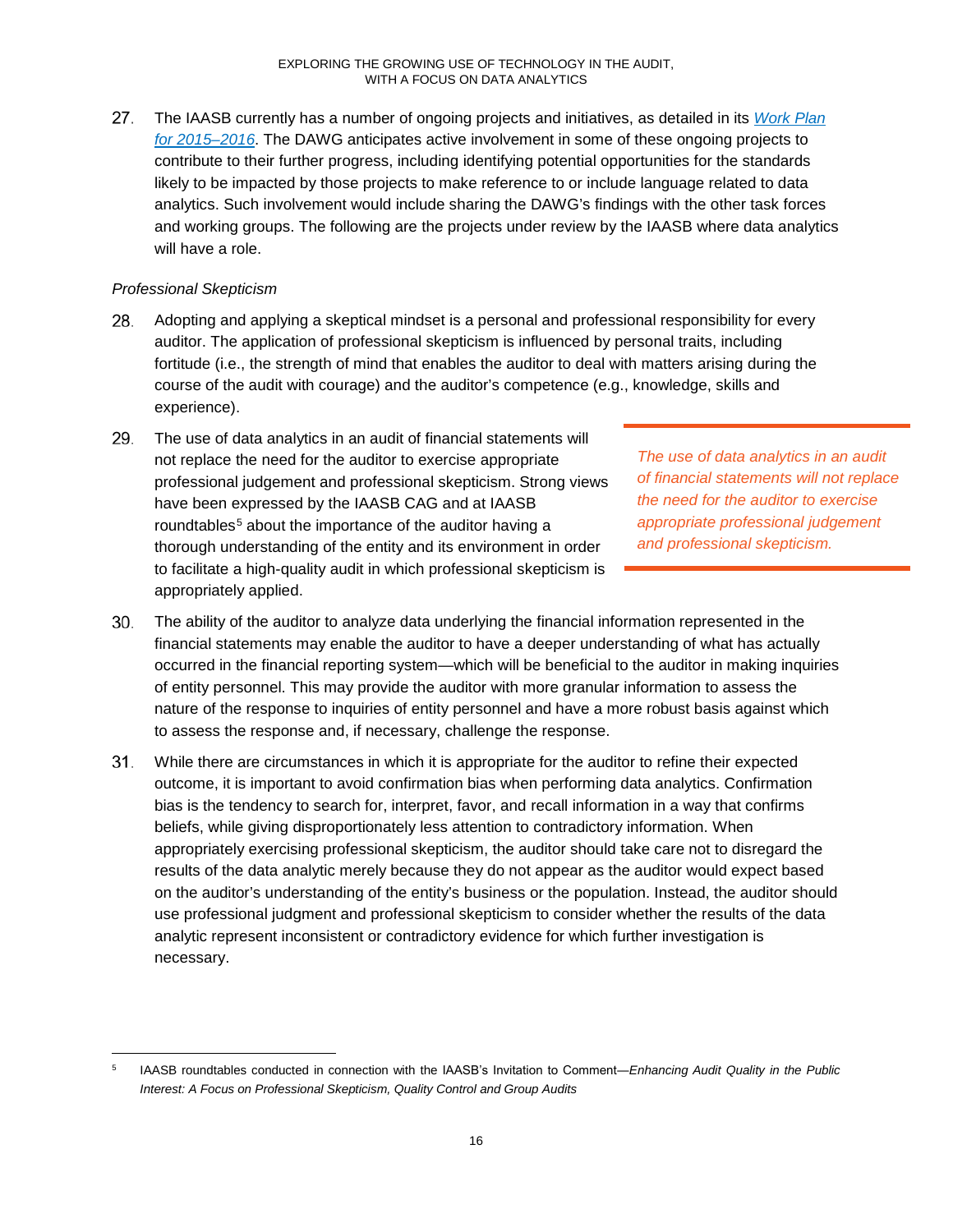27. The IAASB currently has a number of ongoing projects and initiatives, as detailed in its *Work Plan for 2015–2016*. The DAWG anticipates active involvement in some of these ongoing projects to contribute to their further progress, including identifying potential opportunities for the standards likely to be impacted by those projects to make reference to or include language related to data analytics. Such involvement would include sharing the DAWG's findings with the other task forces and working groups. The following are the projects under review by the IAASB where data analytics will have a role.

*Professional Skepticism*

28. Adopting and applying a skeptical mindset is a personal and professional responsibility for every auditor. The application of professional skepticism is influenced by personal traits, including fortitude (i.e., the strength of mind that enables the auditor to deal with matters arising during the course of the audit with courage) and the auditor's competence (e.g., knowledge, skills and experience).

29. The use of data analytics in an audit of financial statements will not replace the need for the auditor to exercise appropriate professional judgement and professional skepticism. Strong views have been expressed by the IAASB CAG and at IAASB roundtables[5] about the importance of the auditor having a thorough understanding of the entity and its environment in order to facilitate a high-quality audit in which professional skepticism is appropriately applied.

> *The use of data analytics in an audit of financial statements will not replace the need for the auditor to exercise appropriate professional judgement and professional skepticism.*

30. The ability of the auditor to analyze data underlying the financial information represented in the financial statements may enable the auditor to have a deeper understanding of what has actually occurred in the financial reporting system—which will be beneficial to the auditor in making inquiries of entity personnel. This may provide the auditor with more granular information to assess the nature of the response to inquiries of entity personnel and have a more robust basis against which to assess the response and, if necessary, challenge the response.

31. While there are circumstances in which it is appropriate for the auditor to refine their expected outcome, it is important to avoid confirmation bias when performing data analytics. Confirmation bias is the tendency to search for, interpret, favor, and recall information in a way that confirms beliefs, while giving disproportionately less attention to contradictory information. When appropriately exercising professional skepticism, the auditor should take care not to disregard the results of the data analytic merely because they do not appear as the auditor would expect based on the auditor's understanding of the entity's business or the population. Instead, the auditor should use professional judgment and professional skepticism to consider whether the results of the data analytic represent inconsistent or contradictory evidence for which further investigation is necessary.

---

[5] IAASB roundtables conducted in connection with the IAASB's Invitation to Comment—*Enhancing Audit Quality in the Public Interest: A Focus on Professional Skepticism, Quality Control and Group Audits*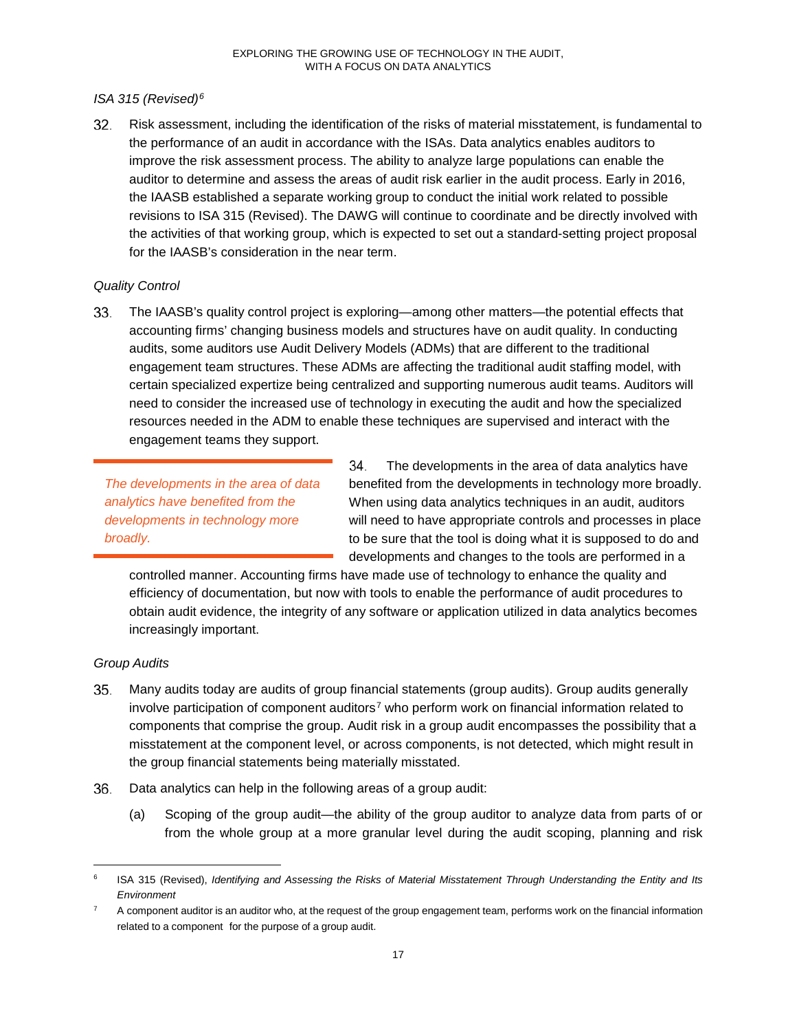*ISA 315 (Revised)*[6]

32. Risk assessment, including the identification of the risks of material misstatement, is fundamental to the performance of an audit in accordance with the ISAs. Data analytics enables auditors to improve the risk assessment process. The ability to analyze large populations can enable the auditor to determine and assess the areas of audit risk earlier in the audit process. Early in 2016, the IAASB established a separate working group to conduct the initial work related to possible revisions to ISA 315 (Revised). The DAWG will continue to coordinate and be directly involved with the activities of that working group, which is expected to set out a standard-setting project proposal for the IAASB's consideration in the near term.

*Quality Control*

33. The IAASB's quality control project is exploring—among other matters—the potential effects that accounting firms' changing business models and structures have on audit quality. In conducting audits, some auditors use Audit Delivery Models (ADMs) that are different to the traditional engagement team structures. These ADMs are affecting the traditional audit staffing model, with certain specialized expertize being centralized and supporting numerous audit teams. Auditors will need to consider the increased use of technology in executing the audit and how the specialized resources needed in the ADM to enable these techniques are supervised and interact with the engagement teams they support.

> *The developments in the area of data analytics have benefited from the developments in technology more broadly.*

34. The developments in the area of data analytics have benefited from the developments in technology more broadly. When using data analytics techniques in an audit, auditors will need to have appropriate controls and processes in place to be sure that the tool is doing what it is supposed to do and developments and changes to the tools are performed in a controlled manner. Accounting firms have made use of technology to enhance the quality and efficiency of documentation, but now with tools to enable the performance of audit procedures to obtain audit evidence, the integrity of any software or application utilized in data analytics becomes increasingly important.

*Group Audits*

35. Many audits today are audits of group financial statements (group audits). Group audits generally involve participation of component auditors[7] who perform work on financial information related to components that comprise the group. Audit risk in a group audit encompasses the possibility that a misstatement at the component level, or across components, is not detected, which might result in the group financial statements being materially misstated.

36. Data analytics can help in the following areas of a group audit:

    (a) Scoping of the group audit—the ability of the group auditor to analyze data from parts of or from the whole group at a more granular level during the audit scoping, planning and risk

---

[6] ISA 315 (Revised), *Identifying and Assessing the Risks of Material Misstatement Through Understanding the Entity and Its Environment*

[7] A component auditor is an auditor who, at the request of the group engagement team, performs work on the financial information related to a component for the purpose of a group audit.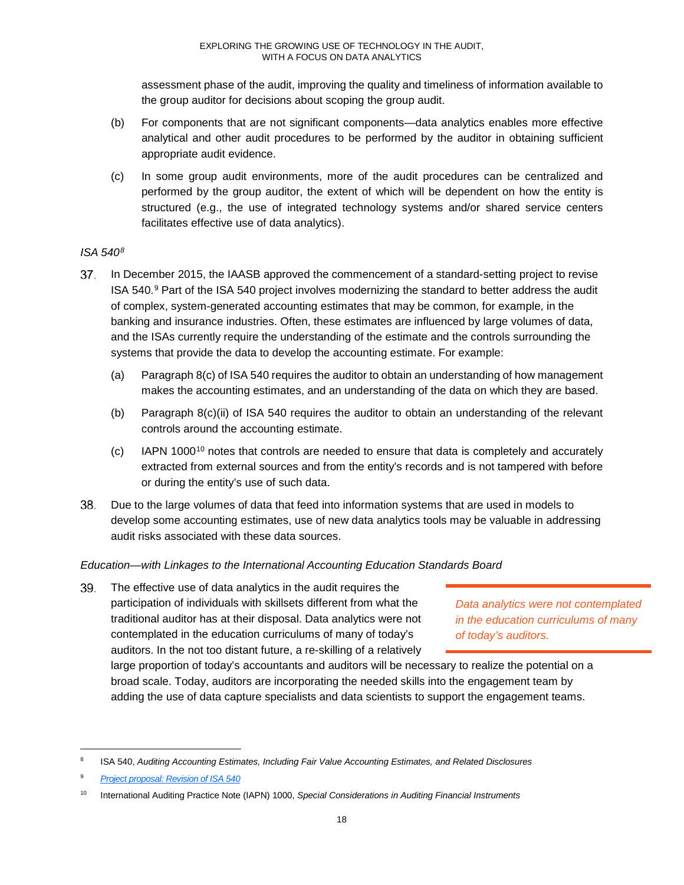assessment phase of the audit, improving the quality and timeliness of information available to the group auditor for decisions about scoping the group audit.

(b) For components that are not significant components—data analytics enables more effective analytical and other audit procedures to be performed by the auditor in obtaining sufficient appropriate audit evidence.

(c) In some group audit environments, more of the audit procedures can be centralized and performed by the group auditor, the extent of which will be dependent on how the entity is structured (e.g., the use of integrated technology systems and/or shared service centers facilitates effective use of data analytics).

*ISA 540*[8]

37. In December 2015, the IAASB approved the commencement of a standard-setting project to revise ISA 540.[9] Part of the ISA 540 project involves modernizing the standard to better address the audit of complex, system-generated accounting estimates that may be common, for example, in the banking and insurance industries. Often, these estimates are influenced by large volumes of data, and the ISAs currently require the understanding of the estimate and the controls surrounding the systems that provide the data to develop the accounting estimate. For example:

(a) Paragraph 8(c) of ISA 540 requires the auditor to obtain an understanding of how management makes the accounting estimates, and an understanding of the data on which they are based.

(b) Paragraph 8(c)(ii) of ISA 540 requires the auditor to obtain an understanding of the relevant controls around the accounting estimate.

(c) IAPN 1000[10] notes that controls are needed to ensure that data is completely and accurately extracted from external sources and from the entity's records and is not tampered with before or during the entity's use of such data.

38. Due to the large volumes of data that feed into information systems that are used in models to develop some accounting estimates, use of new data analytics tools may be valuable in addressing audit risks associated with these data sources.

*Education—with Linkages to the International Accounting Education Standards Board*

39. The effective use of data analytics in the audit requires the participation of individuals with skillsets different from what the traditional auditor has at their disposal. Data analytics were not contemplated in the education curriculums of many of today's auditors. In the not too distant future, a re-skilling of a relatively large proportion of today's accountants and auditors will be necessary to realize the potential on a broad scale. Today, auditors are incorporating the needed skills into the engagement team by adding the use of data capture specialists and data scientists to support the engagement teams.

> *Data analytics were not contemplated in the education curriculums of many of today's auditors.*

---

[8] ISA 540, *Auditing Accounting Estimates, Including Fair Value Accounting Estimates, and Related Disclosures*

[9] *Project proposal: Revision of ISA 540*

[10] International Auditing Practice Note (IAPN) 1000, *Special Considerations in Auditing Financial Instruments*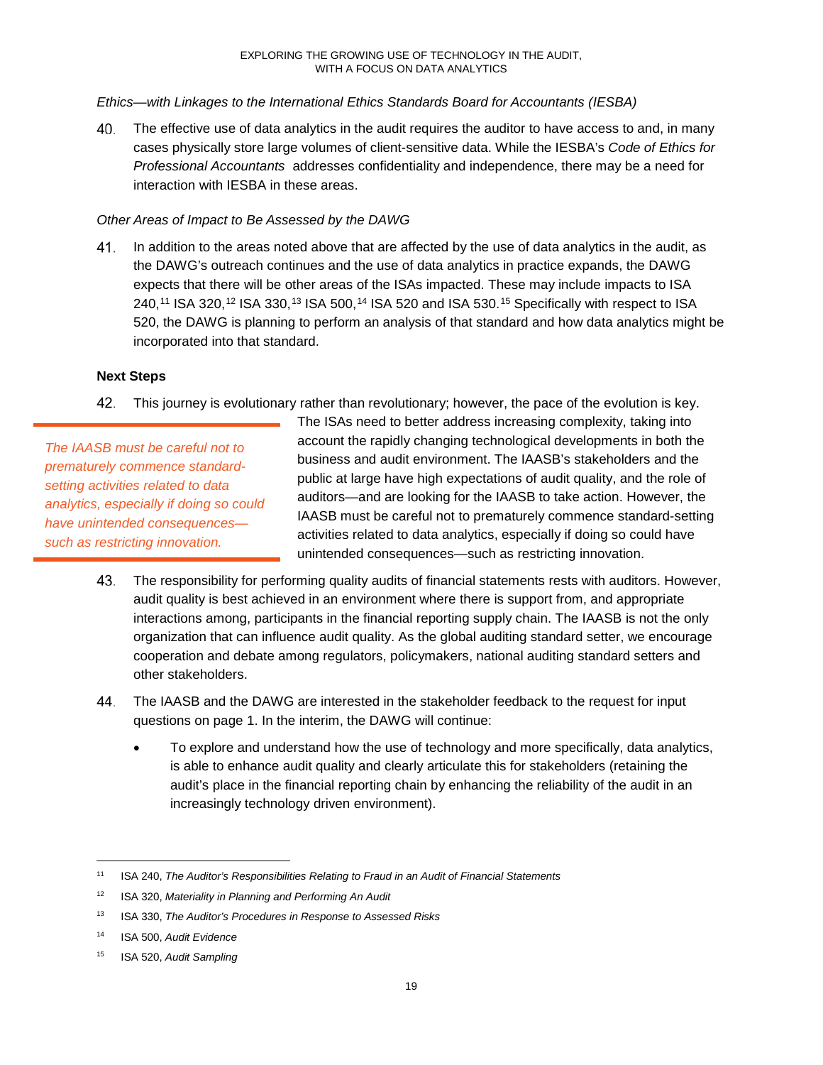*Ethics—with Linkages to the International Ethics Standards Board for Accountants (IESBA)*

40. The effective use of data analytics in the audit requires the auditor to have access to and, in many cases physically store large volumes of client-sensitive data. While the IESBA's *Code of Ethics for Professional Accountants* addresses confidentiality and independence, there may be a need for interaction with IESBA in these areas.

*Other Areas of Impact to Be Assessed by the DAWG*

41. In addition to the areas noted above that are affected by the use of data analytics in the audit, as the DAWG's outreach continues and the use of data analytics in practice expands, the DAWG expects that there will be other areas of the ISAs impacted. These may include impacts to ISA 240,[11] ISA 320,[12] ISA 330,[13] ISA 500,[14] ISA 520 and ISA 530.[15] Specifically with respect to ISA 520, the DAWG is planning to perform an analysis of that standard and how data analytics might be incorporated into that standard.

**Next Steps**

42. This journey is evolutionary rather than revolutionary; however, the pace of the evolution is key. The ISAs need to better address increasing complexity, taking into account the rapidly changing technological developments in both the business and audit environment. The IAASB's stakeholders and the public at large have high expectations of audit quality, and the role of auditors—and are looking for the IAASB to take action. However, the IAASB must be careful not to prematurely commence standard-setting activities related to data analytics, especially if doing so could have unintended consequences—such as restricting innovation.

> *The IAASB must be careful not to prematurely commence standard-setting activities related to data analytics, especially if doing so could have unintended consequences—such as restricting innovation.*

43. The responsibility for performing quality audits of financial statements rests with auditors. However, audit quality is best achieved in an environment where there is support from, and appropriate interactions among, participants in the financial reporting supply chain. The IAASB is not the only organization that can influence audit quality. As the global auditing standard setter, we encourage cooperation and debate among regulators, policymakers, national auditing standard setters and other stakeholders.

44. The IAASB and the DAWG are interested in the stakeholder feedback to the request for input questions on page 1. In the interim, the DAWG will continue:

    - To explore and understand how the use of technology and more specifically, data analytics, is able to enhance audit quality and clearly articulate this for stakeholders (retaining the audit's place in the financial reporting chain by enhancing the reliability of the audit in an increasingly technology driven environment).

---

[11] ISA 240, *The Auditor's Responsibilities Relating to Fraud in an Audit of Financial Statements*

[12] ISA 320, *Materiality in Planning and Performing An Audit*

[13] ISA 330, *The Auditor's Procedures in Response to Assessed Risks*

[14] ISA 500, *Audit Evidence*

[15] ISA 520, *Audit Sampling*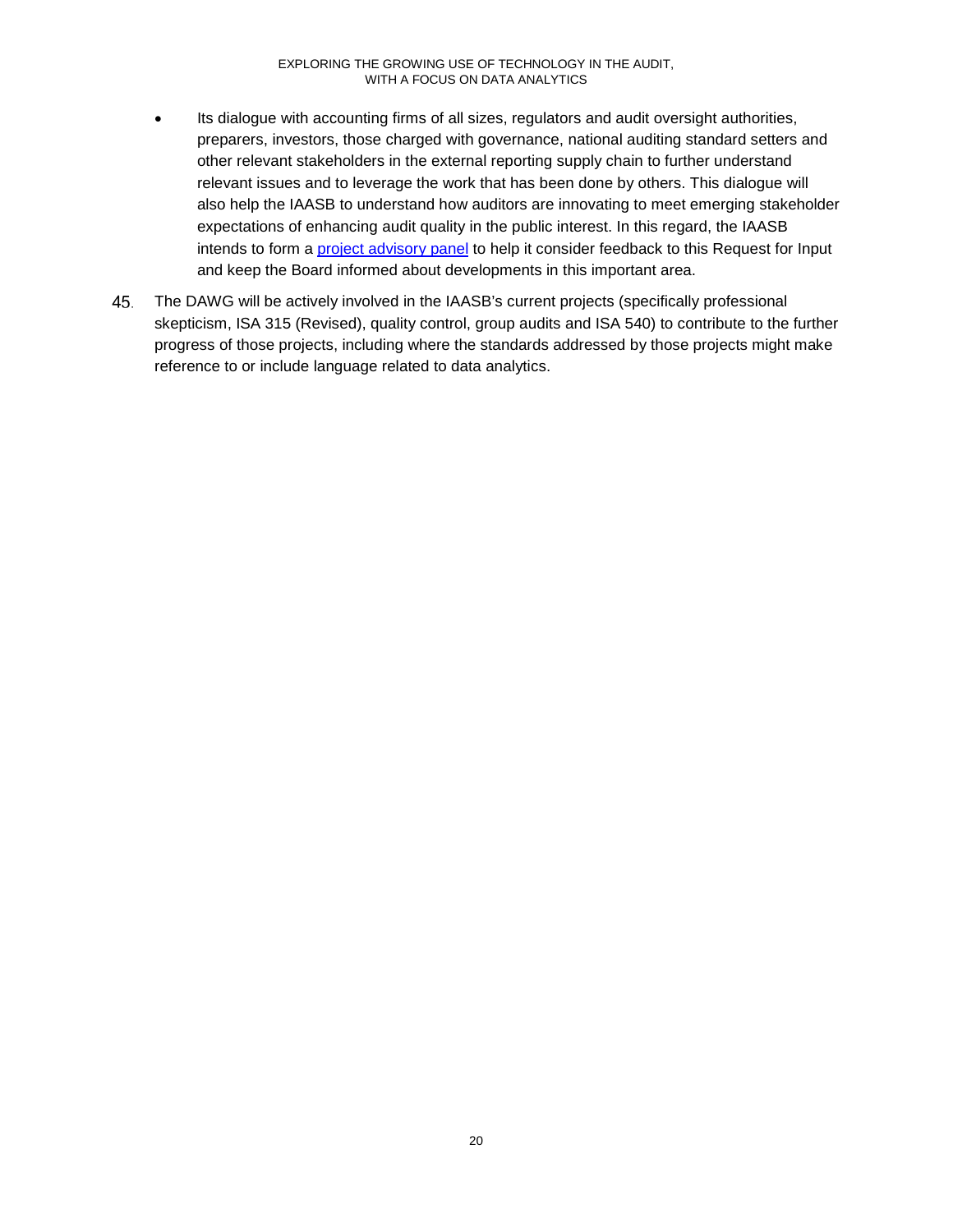- Its dialogue with accounting firms of all sizes, regulators and audit oversight authorities, preparers, investors, those charged with governance, national auditing standard setters and other relevant stakeholders in the external reporting supply chain to further understand relevant issues and to leverage the work that has been done by others. This dialogue will also help the IAASB to understand how auditors are innovating to meet emerging stakeholder expectations of enhancing audit quality in the public interest. In this regard, the IAASB intends to form a project advisory panel to help it consider feedback to this Request for Input and keep the Board informed about developments in this important area.

45. The DAWG will be actively involved in the IAASB's current projects (specifically professional skepticism, ISA 315 (Revised), quality control, group audits and ISA 540) to contribute to the further progress of those projects, including where the standards addressed by those projects might make reference to or include language related to data analytics.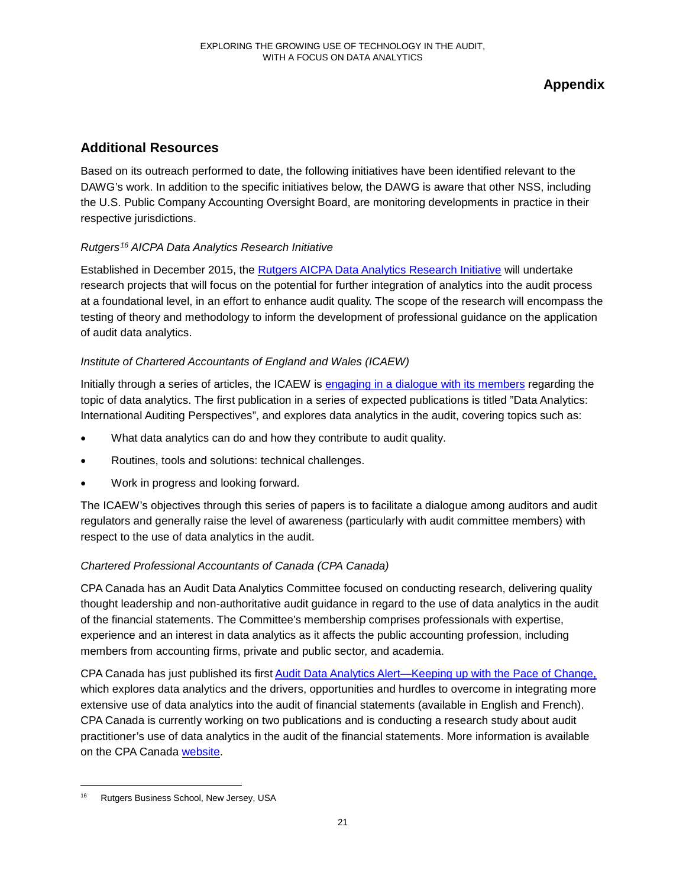# Appendix

## Additional Resources

Based on its outreach performed to date, the following initiatives have been identified relevant to the DAWG's work. In addition to the specific initiatives below, the DAWG is aware that other NSS, including the U.S. Public Company Accounting Oversight Board, are monitoring developments in practice in their respective jurisdictions.

*Rutgers[16] AICPA Data Analytics Research Initiative*

Established in December 2015, the Rutgers AICPA Data Analytics Research Initiative will undertake research projects that will focus on the potential for further integration of analytics into the audit process at a foundational level, in an effort to enhance audit quality. The scope of the research will encompass the testing of theory and methodology to inform the development of professional guidance on the application of audit data analytics.

*Institute of Chartered Accountants of England and Wales (ICAEW)*

Initially through a series of articles, the ICAEW is engaging in a dialogue with its members regarding the topic of data analytics. The first publication in a series of expected publications is titled "Data Analytics: International Auditing Perspectives", and explores data analytics in the audit, covering topics such as:

- What data analytics can do and how they contribute to audit quality.
- Routines, tools and solutions: technical challenges.
- Work in progress and looking forward.

The ICAEW's objectives through this series of papers is to facilitate a dialogue among auditors and audit regulators and generally raise the level of awareness (particularly with audit committee members) with respect to the use of data analytics in the audit.

*Chartered Professional Accountants of Canada (CPA Canada)*

CPA Canada has an Audit Data Analytics Committee focused on conducting research, delivering quality thought leadership and non-authoritative audit guidance in regard to the use of data analytics in the audit of the financial statements. The Committee's membership comprises professionals with expertise, experience and an interest in data analytics as it affects the public accounting profession, including members from accounting firms, private and public sector, and academia.

CPA Canada has just published its first Audit Data Analytics Alert—Keeping up with the Pace of Change, which explores data analytics and the drivers, opportunities and hurdles to overcome in integrating more extensive use of data analytics into the audit of financial statements (available in English and French). CPA Canada is currently working on two publications and is conducting a research study about audit practitioner's use of data analytics in the audit of the financial statements. More information is available on the CPA Canada website.

[16] Rutgers Business School, New Jersey, USA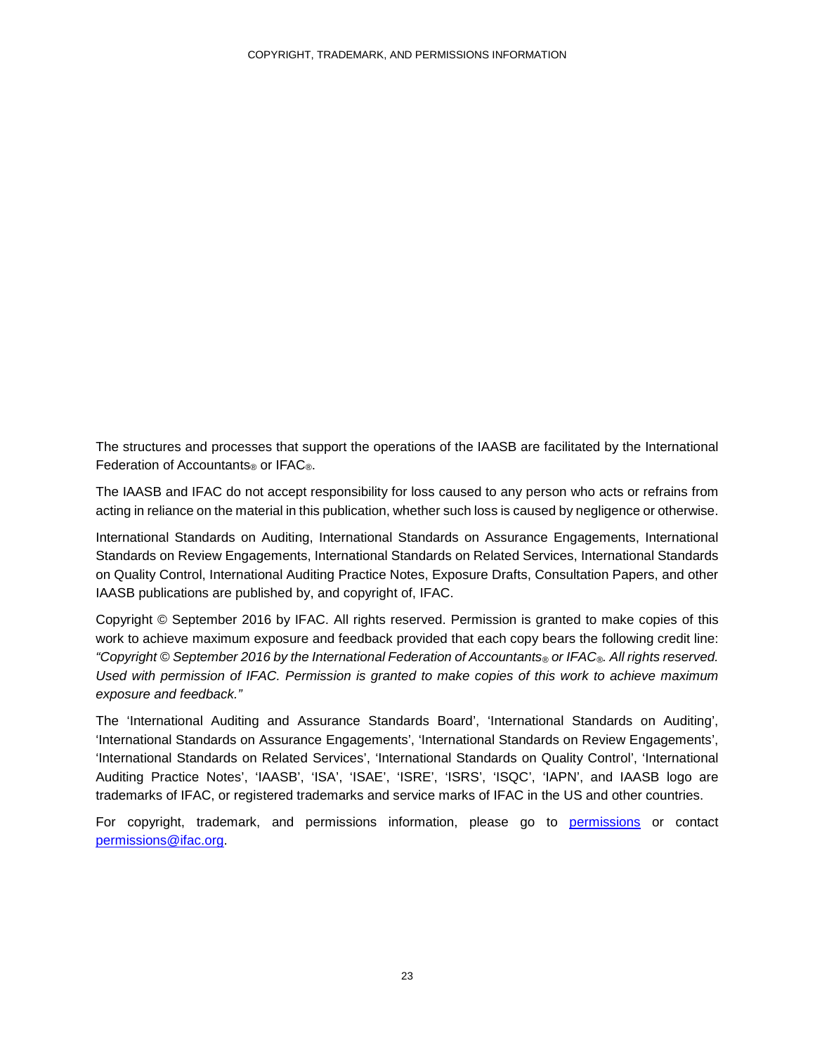The structures and processes that support the operations of the IAASB are facilitated by the International Federation of Accountants® or IFAC®.

The IAASB and IFAC do not accept responsibility for loss caused to any person who acts or refrains from acting in reliance on the material in this publication, whether such loss is caused by negligence or otherwise.

International Standards on Auditing, International Standards on Assurance Engagements, International Standards on Review Engagements, International Standards on Related Services, International Standards on Quality Control, International Auditing Practice Notes, Exposure Drafts, Consultation Papers, and other IAASB publications are published by, and copyright of, IFAC.

Copyright © September 2016 by IFAC. All rights reserved. Permission is granted to make copies of this work to achieve maximum exposure and feedback provided that each copy bears the following credit line: *"Copyright © September 2016 by the International Federation of Accountants® or IFAC®. All rights reserved. Used with permission of IFAC. Permission is granted to make copies of this work to achieve maximum exposure and feedback."*

The 'International Auditing and Assurance Standards Board', 'International Standards on Auditing', 'International Standards on Assurance Engagements', 'International Standards on Review Engagements', 'International Standards on Related Services', 'International Standards on Quality Control', 'International Auditing Practice Notes', 'IAASB', 'ISA', 'ISAE', 'ISRE', 'ISRS', 'ISQC', 'IAPN', and IAASB logo are trademarks of IFAC, or registered trademarks and service marks of IFAC in the US and other countries.

For copyright, trademark, and permissions information, please go to permissions or contact permissions@ifac.org.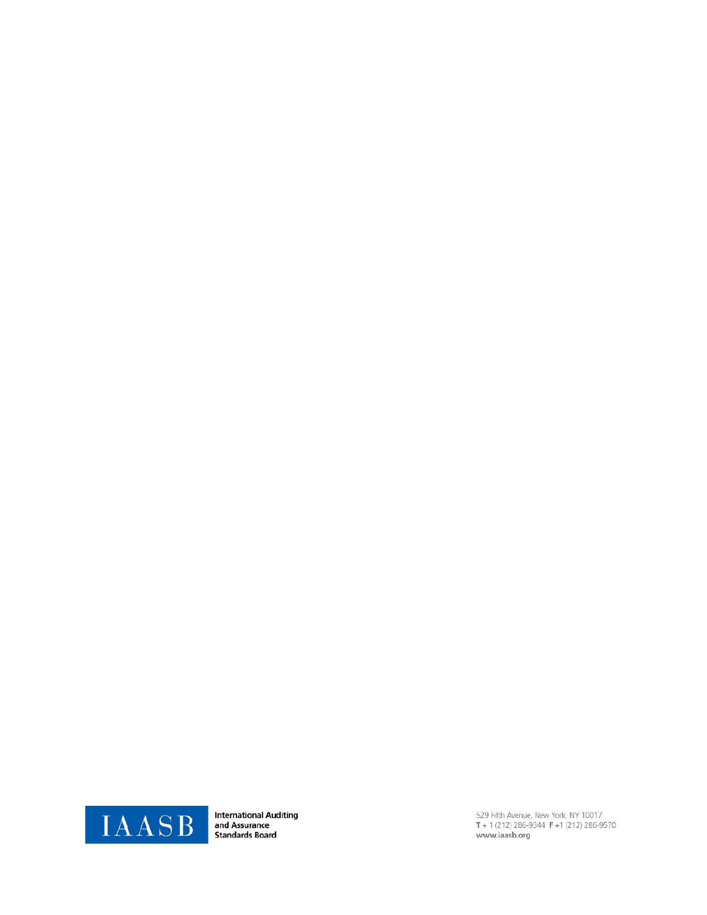IAASB

International Auditing
and Assurance
Standards Board

529 Fifth Avenue, New York, NY 10017
T + 1 (212) 286-9344 F +1 (212) 286-9570
www.iaasb.org